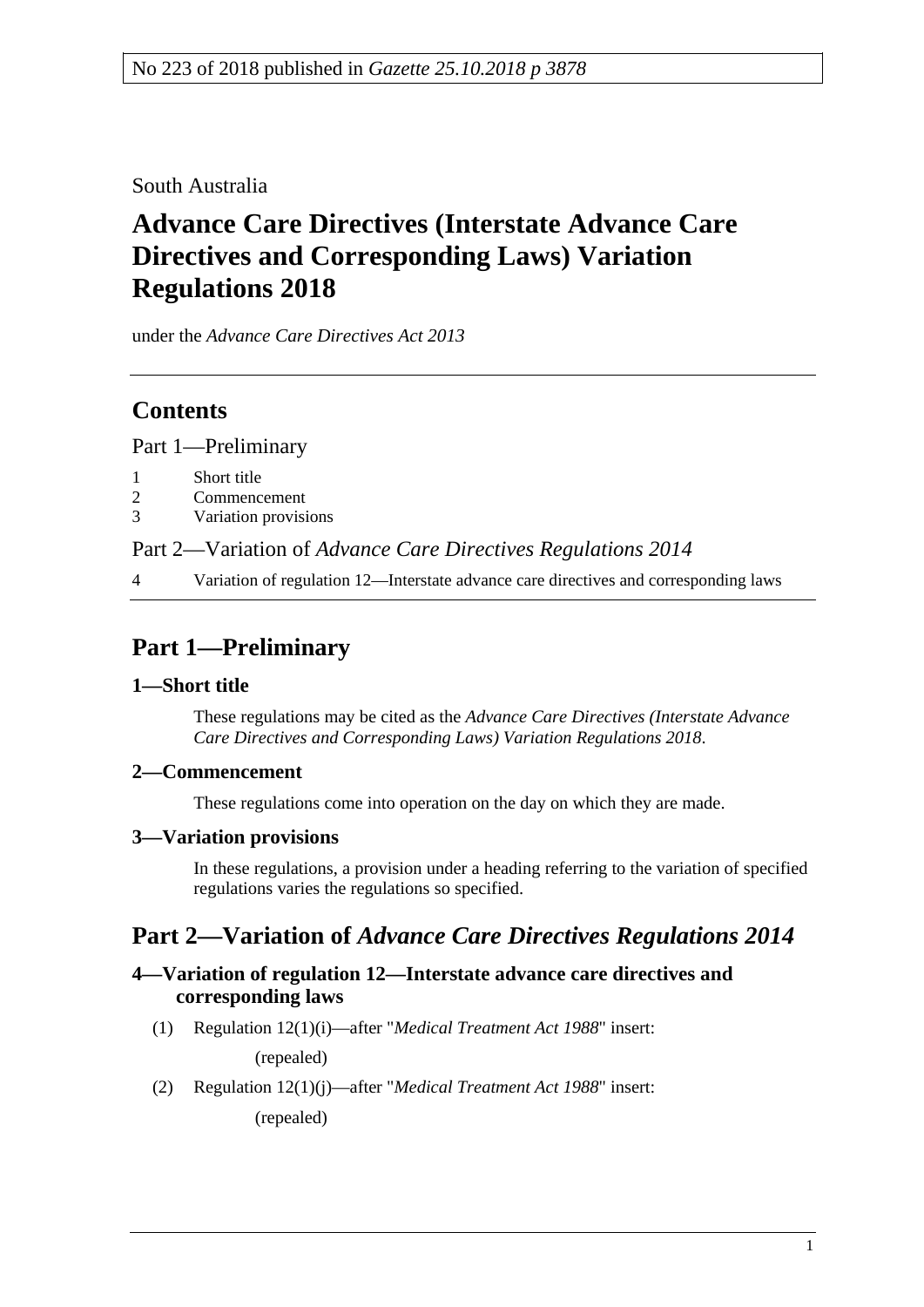No 223 of 2018 published in *Gazette 25.10.2018 p 3878*

South Australia

# Advance Care Directives (Interstate Advance Care Directives and Corresponding Laws) Variation Regulations 2018

under the *Advance Care Directives Act 2013*

## Contents

Part 1—Preliminary

1 Short title
2 Commencement
3 Variation provisions

Part 2—Variation of *Advance Care Directives Regulations 2014*

4 Variation of regulation 12—Interstate advance care directives and corresponding laws

## Part 1—Preliminary

### 1—Short title

These regulations may be cited as the *Advance Care Directives (Interstate Advance Care Directives and Corresponding Laws) Variation Regulations 2018*.

### 2—Commencement

These regulations come into operation on the day on which they are made.

### 3—Variation provisions

In these regulations, a provision under a heading referring to the variation of specified regulations varies the regulations so specified.

## Part 2—Variation of *Advance Care Directives Regulations 2014*

### 4—Variation of regulation 12—Interstate advance care directives and corresponding laws

(1) Regulation 12(1)(i)—after "*Medical Treatment Act 1988*" insert:

(repealed)

(2) Regulation 12(1)(j)—after "*Medical Treatment Act 1988*" insert:

(repealed)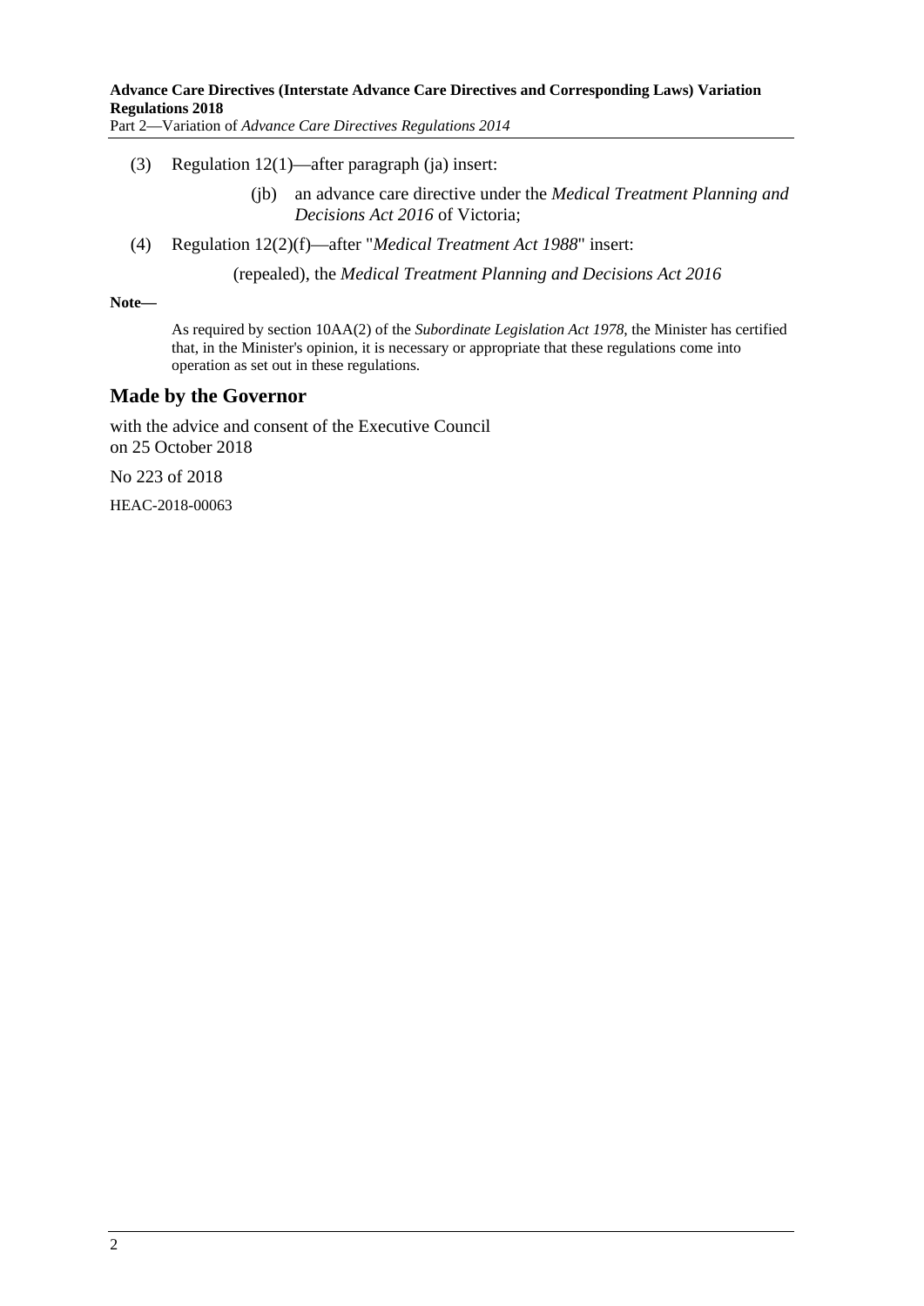(3) Regulation 12(1)—after paragraph (ja) insert:

> (jb) an advance care directive under the *Medical Treatment Planning and Decisions Act 2016* of Victoria;

(4) Regulation 12(2)(f)—after "*Medical Treatment Act 1988*" insert:

> (repealed), the *Medical Treatment Planning and Decisions Act 2016*

**Note—**

As required by section 10AA(2) of the *Subordinate Legislation Act 1978*, the Minister has certified that, in the Minister's opinion, it is necessary or appropriate that these regulations come into operation as set out in these regulations.

## Made by the Governor

with the advice and consent of the Executive Council
on 25 October 2018

No 223 of 2018

HEAC-2018-00063